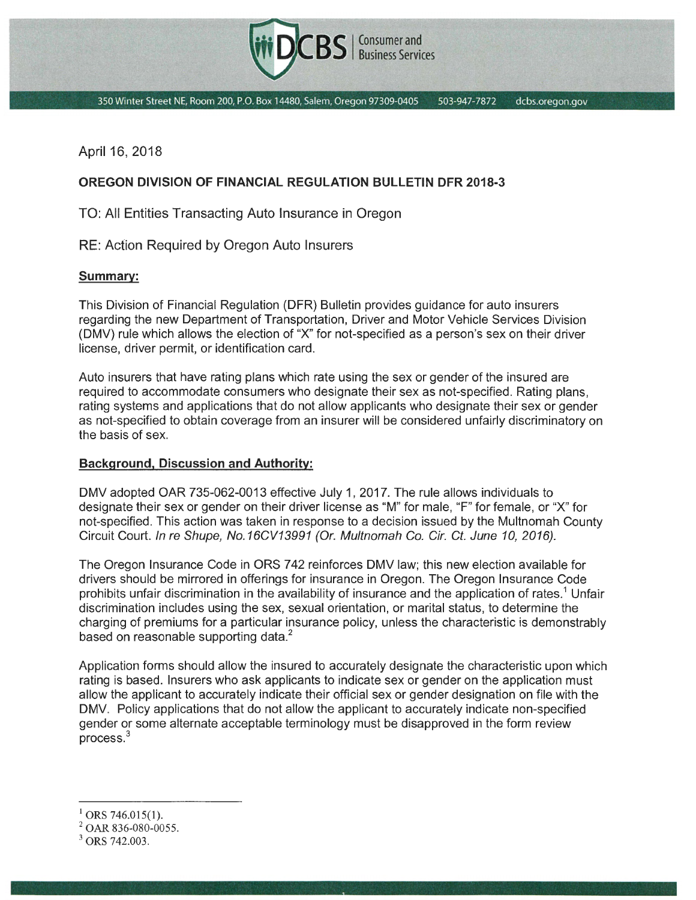DCBS | Consumer and Business Services

350 Winter Street NE, Room 200, P.O. Box 14480, Salem, Oregon 97309-0405 503-947-7872 dcbs.oregon.gov

April 16, 2018

**OREGON DIVISION OF FINANCIAL REGULATION BULLETIN DFR 2018-3**

TO: All Entities Transacting Auto Insurance in Oregon

RE: Action Required by Oregon Auto Insurers

## Summary:

This Division of Financial Regulation (DFR) Bulletin provides guidance for auto insurers regarding the new Department of Transportation, Driver and Motor Vehicle Services Division (DMV) rule which allows the election of "X" for not-specified as a person's sex on their driver license, driver permit, or identification card.

Auto insurers that have rating plans which rate using the sex or gender of the insured are required to accommodate consumers who designate their sex as not-specified. Rating plans, rating systems and applications that do not allow applicants who designate their sex or gender as not-specified to obtain coverage from an insurer will be considered unfairly discriminatory on the basis of sex.

## Background, Discussion and Authority:

DMV adopted OAR 735-062-0013 effective July 1, 2017. The rule allows individuals to designate their sex or gender on their driver license as "M" for male, "F" for female, or "X" for not-specified. This action was taken in response to a decision issued by the Multnomah County Circuit Court. *In re Shupe, No.16CV13991 (Or. Multnomah Co. Cir. Ct. June 10, 2016).*

The Oregon Insurance Code in ORS 742 reinforces DMV law; this new election available for drivers should be mirrored in offerings for insurance in Oregon. The Oregon Insurance Code prohibits unfair discrimination in the availability of insurance and the application of rates.[1] Unfair discrimination includes using the sex, sexual orientation, or marital status, to determine the charging of premiums for a particular insurance policy, unless the characteristic is demonstrably based on reasonable supporting data.[2]

Application forms should allow the insured to accurately designate the characteristic upon which rating is based. Insurers who ask applicants to indicate sex or gender on the application must allow the applicant to accurately indicate their official sex or gender designation on file with the DMV. Policy applications that do not allow the applicant to accurately indicate non-specified gender or some alternate acceptable terminology must be disapproved in the form review process.[3]

---

[1] ORS 746.015(1).

[2] OAR 836-080-0055.

[3] ORS 742.003.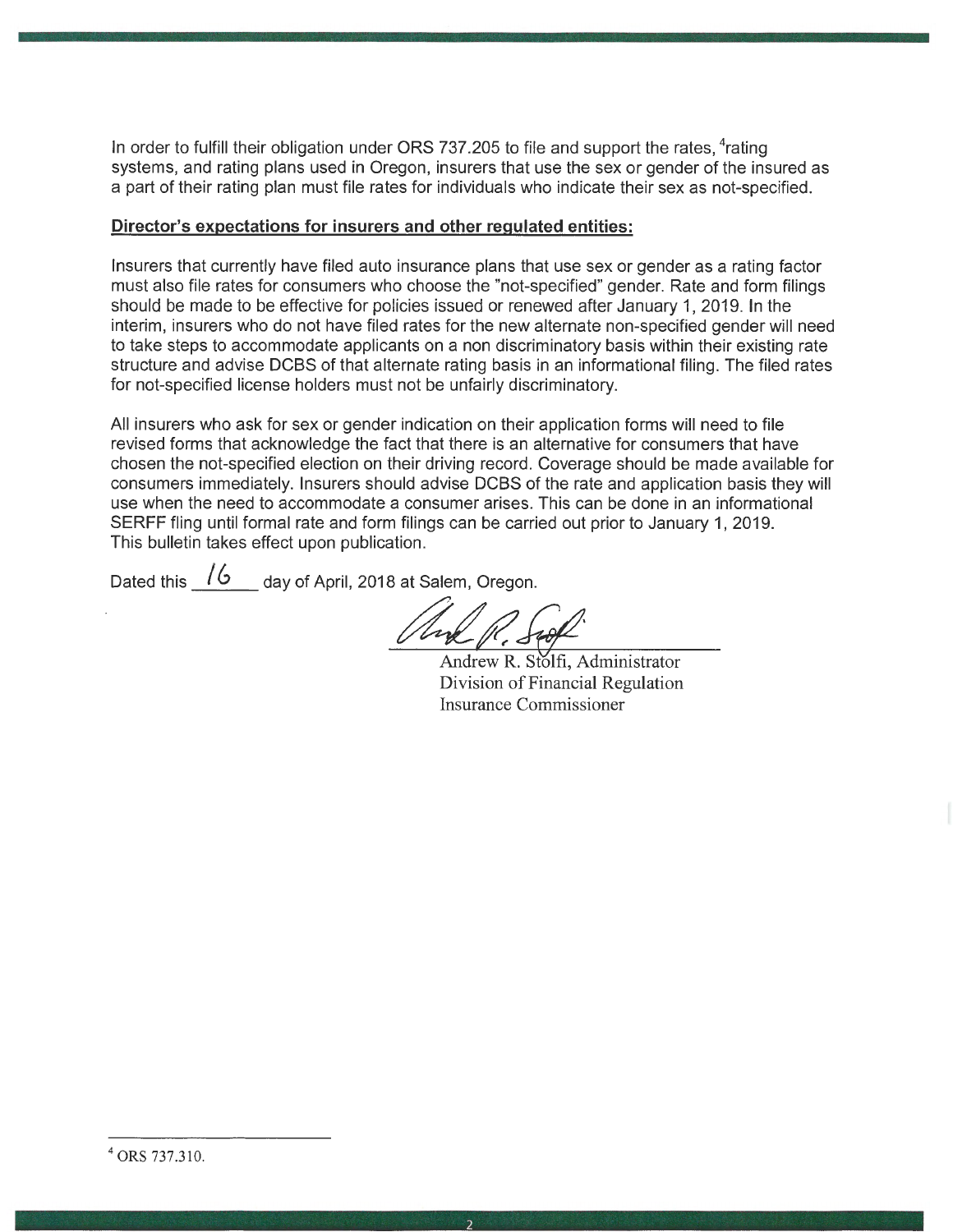In order to fulfill their obligation under ORS 737.205 to file and support the rates, [4]rating systems, and rating plans used in Oregon, insurers that use the sex or gender of the insured as a part of their rating plan must file rates for individuals who indicate their sex as not-specified.

**Director's expectations for insurers and other regulated entities:**

Insurers that currently have filed auto insurance plans that use sex or gender as a rating factor must also file rates for consumers who choose the "not-specified" gender. Rate and form filings should be made to be effective for policies issued or renewed after January 1, 2019. In the interim, insurers who do not have filed rates for the new alternate non-specified gender will need to take steps to accommodate applicants on a non discriminatory basis within their existing rate structure and advise DCBS of that alternate rating basis in an informational filing. The filed rates for not-specified license holders must not be unfairly discriminatory.

All insurers who ask for sex or gender indication on their application forms will need to file revised forms that acknowledge the fact that there is an alternative for consumers that have chosen the not-specified election on their driving record. Coverage should be made available for consumers immediately. Insurers should advise DCBS of the rate and application basis they will use when the need to accommodate a consumer arises. This can be done in an informational SERFF fling until formal rate and form filings can be carried out prior to January 1, 2019. This bulletin takes effect upon publication.

Dated this 16 day of April, 2018 at Salem, Oregon.

Andrew R. Stolfi, Administrator
Division of Financial Regulation
Insurance Commissioner

[4] ORS 737.310.